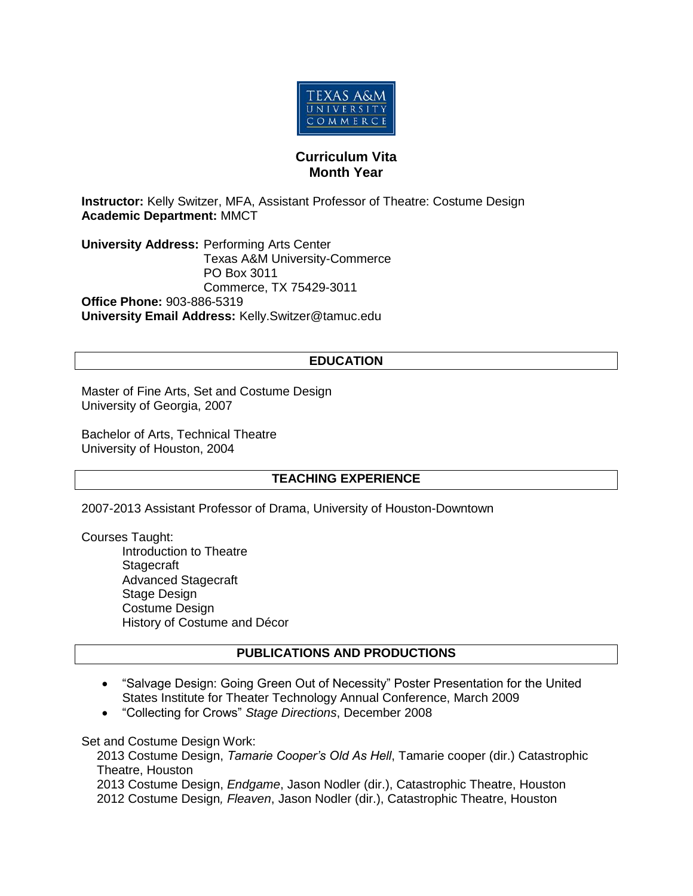TEXAS A&M UNIVERSITY COMMERCE

# Curriculum Vita
## Month Year

**Instructor:** Kelly Switzer, MFA, Assistant Professor of Theatre: Costume Design
**Academic Department:** MMCT

**University Address:** Performing Arts Center
Texas A&M University-Commerce
PO Box 3011
Commerce, TX 75429-3011
**Office Phone:** 903-886-5319
**University Email Address:** Kelly.Switzer@tamuc.edu

## EDUCATION

Master of Fine Arts, Set and Costume Design
University of Georgia, 2007

Bachelor of Arts, Technical Theatre
University of Houston, 2004

## TEACHING EXPERIENCE

2007-2013 Assistant Professor of Drama, University of Houston-Downtown

Courses Taught:
- Introduction to Theatre
- Stagecraft
- Advanced Stagecraft
- Stage Design
- Costume Design
- History of Costume and Décor

## PUBLICATIONS AND PRODUCTIONS

- "Salvage Design: Going Green Out of Necessity" Poster Presentation for the United States Institute for Theater Technology Annual Conference, March 2009
- "Collecting for Crows" *Stage Directions*, December 2008

Set and Costume Design Work:
2013 Costume Design, *Tamarie Cooper's Old As Hell*, Tamarie cooper (dir.) Catastrophic Theatre, Houston
2013 Costume Design, *Endgame*, Jason Nodler (dir.), Catastrophic Theatre, Houston
2012 Costume Design*, Fleaven*, Jason Nodler (dir.), Catastrophic Theatre, Houston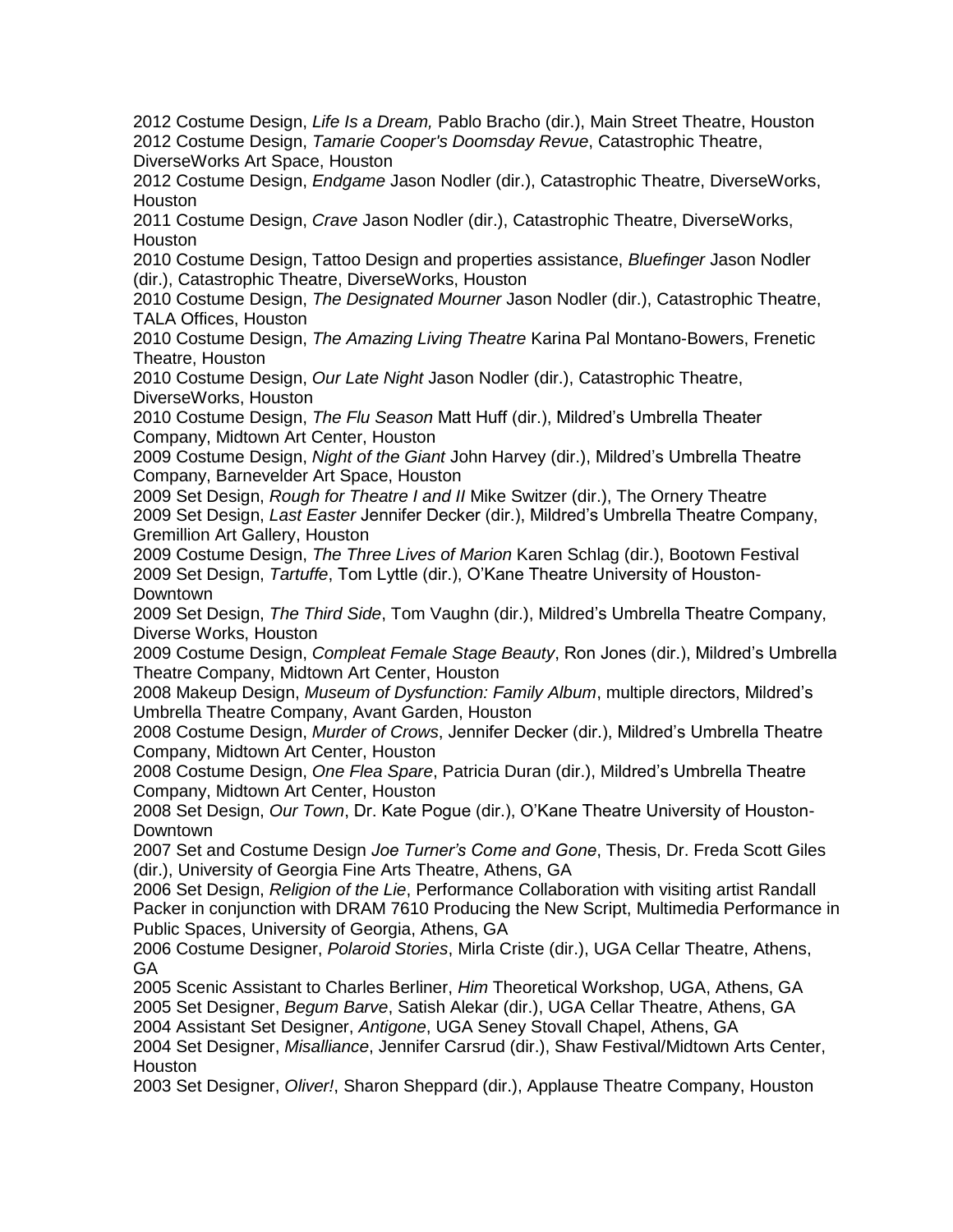2012 Costume Design, *Life Is a Dream,* Pablo Bracho (dir.), Main Street Theatre, Houston
2012 Costume Design, *Tamarie Cooper's Doomsday Revue*, Catastrophic Theatre, DiverseWorks Art Space, Houston
2012 Costume Design, *Endgame* Jason Nodler (dir.), Catastrophic Theatre, DiverseWorks, Houston
2011 Costume Design, *Crave* Jason Nodler (dir.), Catastrophic Theatre, DiverseWorks, Houston
2010 Costume Design, Tattoo Design and properties assistance, *Bluefinger* Jason Nodler (dir.), Catastrophic Theatre, DiverseWorks, Houston
2010 Costume Design, *The Designated Mourner* Jason Nodler (dir.), Catastrophic Theatre, TALA Offices, Houston
2010 Costume Design, *The Amazing Living Theatre* Karina Pal Montano-Bowers, Frenetic Theatre, Houston
2010 Costume Design, *Our Late Night* Jason Nodler (dir.), Catastrophic Theatre, DiverseWorks, Houston
2010 Costume Design, *The Flu Season* Matt Huff (dir.), Mildred's Umbrella Theater Company, Midtown Art Center, Houston
2009 Costume Design, *Night of the Giant* John Harvey (dir.), Mildred's Umbrella Theatre Company, Barnevelder Art Space, Houston
2009 Set Design, *Rough for Theatre I and II* Mike Switzer (dir.), The Ornery Theatre
2009 Set Design, *Last Easter* Jennifer Decker (dir.), Mildred's Umbrella Theatre Company, Gremillion Art Gallery, Houston
2009 Costume Design, *The Three Lives of Marion* Karen Schlag (dir.), Bootown Festival
2009 Set Design, *Tartuffe*, Tom Lyttle (dir.), O'Kane Theatre University of Houston-Downtown
2009 Set Design, *The Third Side*, Tom Vaughn (dir.), Mildred's Umbrella Theatre Company, Diverse Works, Houston
2009 Costume Design, *Compleat Female Stage Beauty*, Ron Jones (dir.), Mildred's Umbrella Theatre Company, Midtown Art Center, Houston
2008 Makeup Design, *Museum of Dysfunction: Family Album*, multiple directors, Mildred's Umbrella Theatre Company, Avant Garden, Houston
2008 Costume Design, *Murder of Crows*, Jennifer Decker (dir.), Mildred's Umbrella Theatre Company, Midtown Art Center, Houston
2008 Costume Design, *One Flea Spare*, Patricia Duran (dir.), Mildred's Umbrella Theatre Company, Midtown Art Center, Houston
2008 Set Design, *Our Town*, Dr. Kate Pogue (dir.), O'Kane Theatre University of Houston-Downtown
2007 Set and Costume Design *Joe Turner's Come and Gone*, Thesis, Dr. Freda Scott Giles (dir.), University of Georgia Fine Arts Theatre, Athens, GA
2006 Set Design, *Religion of the Lie*, Performance Collaboration with visiting artist Randall Packer in conjunction with DRAM 7610 Producing the New Script, Multimedia Performance in Public Spaces, University of Georgia, Athens, GA
2006 Costume Designer, *Polaroid Stories*, Mirla Criste (dir.), UGA Cellar Theatre, Athens, GA
2005 Scenic Assistant to Charles Berliner, *Him* Theoretical Workshop, UGA, Athens, GA
2005 Set Designer, *Begum Barve*, Satish Alekar (dir.), UGA Cellar Theatre, Athens, GA
2004 Assistant Set Designer, *Antigone*, UGA Seney Stovall Chapel, Athens, GA
2004 Set Designer, *Misalliance*, Jennifer Carsrud (dir.), Shaw Festival/Midtown Arts Center, Houston
2003 Set Designer, *Oliver!*, Sharon Sheppard (dir.), Applause Theatre Company, Houston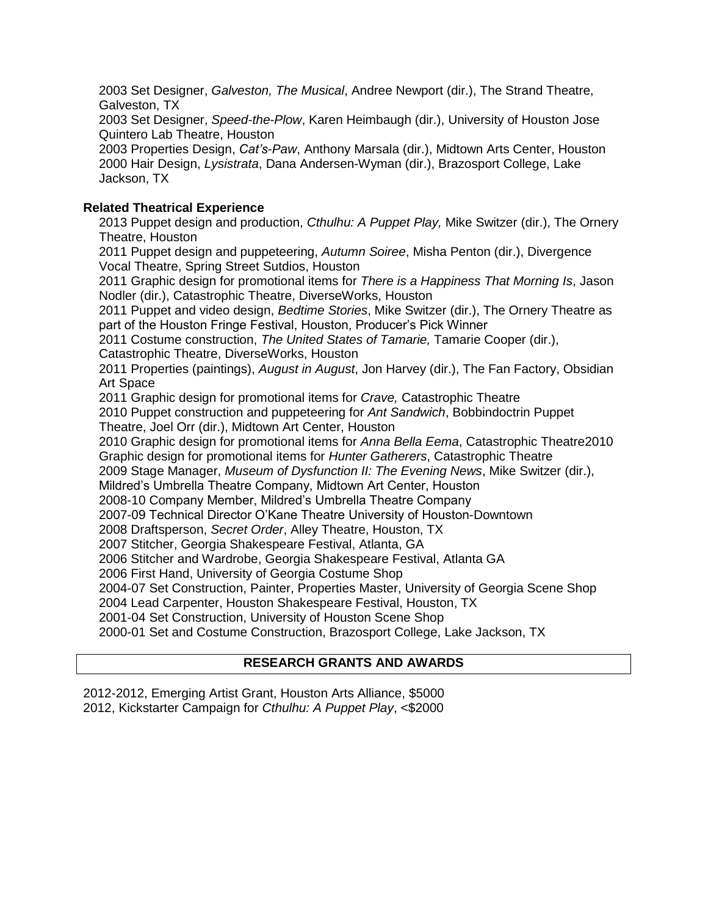2003 Set Designer, *Galveston, The Musical*, Andree Newport (dir.), The Strand Theatre, Galveston, TX

2003 Set Designer, *Speed-the-Plow*, Karen Heimbaugh (dir.), University of Houston Jose Quintero Lab Theatre, Houston

2003 Properties Design, *Cat's-Paw*, Anthony Marsala (dir.), Midtown Arts Center, Houston

2000 Hair Design, *Lysistrata*, Dana Andersen-Wyman (dir.), Brazosport College, Lake Jackson, TX

**Related Theatrical Experience**

2013 Puppet design and production, *Cthulhu: A Puppet Play,* Mike Switzer (dir.), The Ornery Theatre, Houston

2011 Puppet design and puppeteering, *Autumn Soiree*, Misha Penton (dir.), Divergence Vocal Theatre, Spring Street Sutdios, Houston

2011 Graphic design for promotional items for *There is a Happiness That Morning Is*, Jason Nodler (dir.), Catastrophic Theatre, DiverseWorks, Houston

2011 Puppet and video design, *Bedtime Stories*, Mike Switzer (dir.), The Ornery Theatre as part of the Houston Fringe Festival, Houston, Producer's Pick Winner

2011 Costume construction, *The United States of Tamarie,* Tamarie Cooper (dir.), Catastrophic Theatre, DiverseWorks, Houston

2011 Properties (paintings), *August in August*, Jon Harvey (dir.), The Fan Factory, Obsidian Art Space

2011 Graphic design for promotional items for *Crave,* Catastrophic Theatre

2010 Puppet construction and puppeteering for *Ant Sandwich*, Bobbindoctrin Puppet Theatre, Joel Orr (dir.), Midtown Art Center, Houston

2010 Graphic design for promotional items for *Anna Bella Eema*, Catastrophic Theatre2010 Graphic design for promotional items for *Hunter Gatherers*, Catastrophic Theatre

2009 Stage Manager, *Museum of Dysfunction II: The Evening News*, Mike Switzer (dir.), Mildred's Umbrella Theatre Company, Midtown Art Center, Houston

2008-10 Company Member, Mildred's Umbrella Theatre Company

2007-09 Technical Director O'Kane Theatre University of Houston-Downtown

2008 Draftsperson, *Secret Order*, Alley Theatre, Houston, TX

2007 Stitcher, Georgia Shakespeare Festival, Atlanta, GA

2006 Stitcher and Wardrobe, Georgia Shakespeare Festival, Atlanta GA

2006 First Hand, University of Georgia Costume Shop

2004-07 Set Construction, Painter, Properties Master, University of Georgia Scene Shop

2004 Lead Carpenter, Houston Shakespeare Festival, Houston, TX

2001-04 Set Construction, University of Houston Scene Shop

2000-01 Set and Costume Construction, Brazosport College, Lake Jackson, TX

## RESEARCH GRANTS AND AWARDS

2012-2012, Emerging Artist Grant, Houston Arts Alliance, $5000

2012, Kickstarter Campaign for *Cthulhu: A Puppet Play*, <$2000